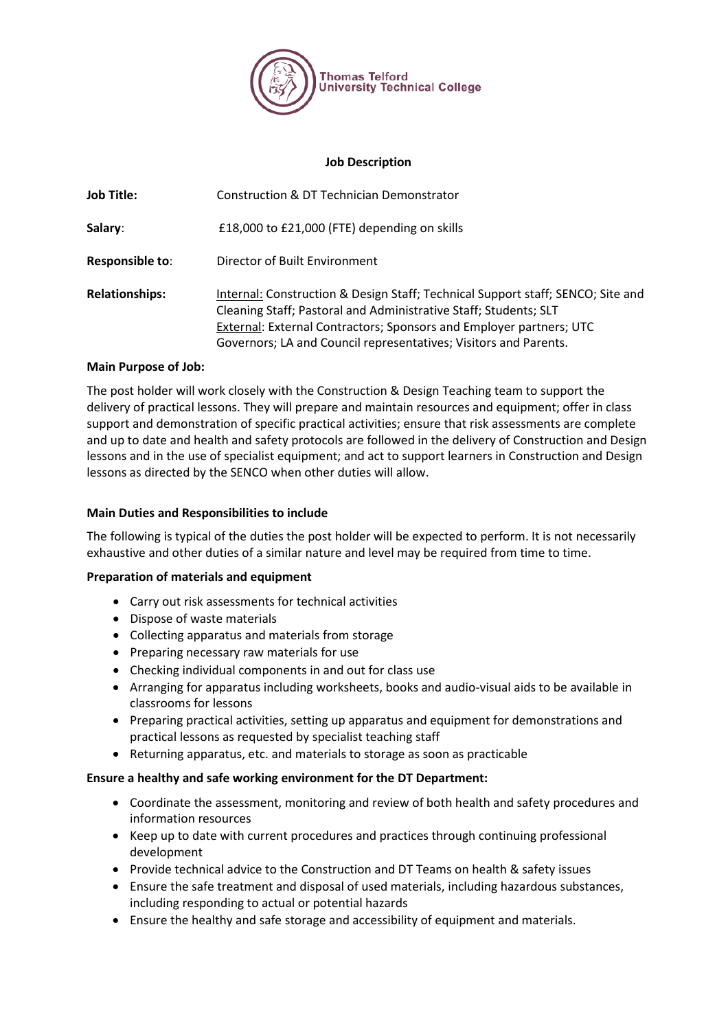Thomas Telford
University Technical College

# Job Description

**Job Title:** Construction & DT Technician Demonstrator

**Salary**: £18,000 to £21,000 (FTE) depending on skills

**Responsible to**: Director of Built Environment

**Relationships:** Internal: Construction & Design Staff; Technical Support staff; SENCO; Site and Cleaning Staff; Pastoral and Administrative Staff; Students; SLT
External: External Contractors; Sponsors and Employer partners; UTC Governors; LA and Council representatives; Visitors and Parents.

**Main Purpose of Job:**

The post holder will work closely with the Construction & Design Teaching team to support the delivery of practical lessons. They will prepare and maintain resources and equipment; offer in class support and demonstration of specific practical activities; ensure that risk assessments are complete and up to date and health and safety protocols are followed in the delivery of Construction and Design lessons and in the use of specialist equipment; and act to support learners in Construction and Design lessons as directed by the SENCO when other duties will allow.

**Main Duties and Responsibilities to include**

The following is typical of the duties the post holder will be expected to perform. It is not necessarily exhaustive and other duties of a similar nature and level may be required from time to time.

**Preparation of materials and equipment**

- Carry out risk assessments for technical activities
- Dispose of waste materials
- Collecting apparatus and materials from storage
- Preparing necessary raw materials for use
- Checking individual components in and out for class use
- Arranging for apparatus including worksheets, books and audio-visual aids to be available in classrooms for lessons
- Preparing practical activities, setting up apparatus and equipment for demonstrations and practical lessons as requested by specialist teaching staff
- Returning apparatus, etc. and materials to storage as soon as practicable

**Ensure a healthy and safe working environment for the DT Department:**

- Coordinate the assessment, monitoring and review of both health and safety procedures and information resources
- Keep up to date with current procedures and practices through continuing professional development
- Provide technical advice to the Construction and DT Teams on health & safety issues
- Ensure the safe treatment and disposal of used materials, including hazardous substances, including responding to actual or potential hazards
- Ensure the healthy and safe storage and accessibility of equipment and materials.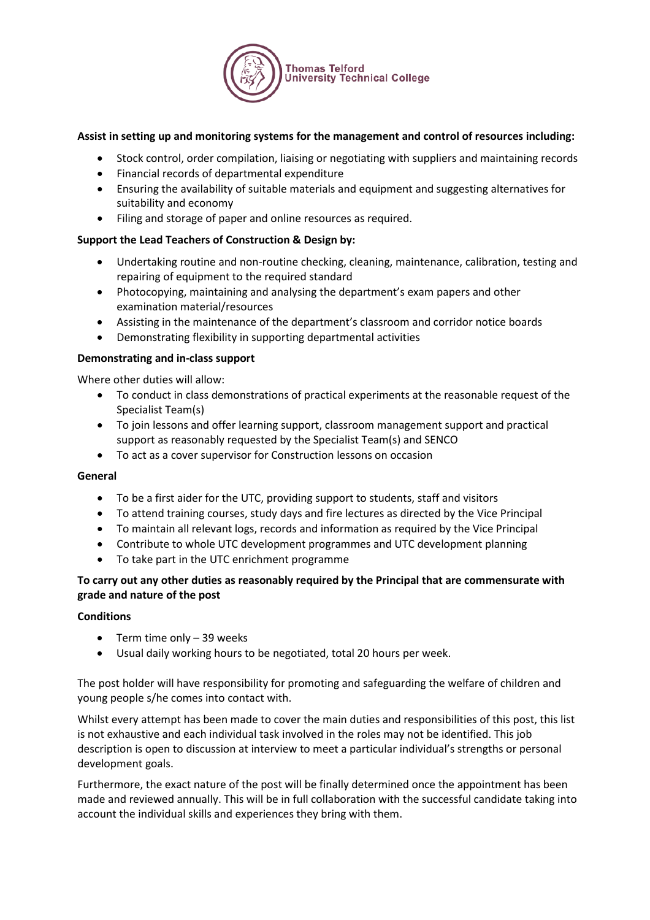**Assist in setting up and monitoring systems for the management and control of resources including:**

- Stock control, order compilation, liaising or negotiating with suppliers and maintaining records
- Financial records of departmental expenditure
- Ensuring the availability of suitable materials and equipment and suggesting alternatives for suitability and economy
- Filing and storage of paper and online resources as required.

**Support the Lead Teachers of Construction & Design by:**

- Undertaking routine and non-routine checking, cleaning, maintenance, calibration, testing and repairing of equipment to the required standard
- Photocopying, maintaining and analysing the department's exam papers and other examination material/resources
- Assisting in the maintenance of the department's classroom and corridor notice boards
- Demonstrating flexibility in supporting departmental activities

**Demonstrating and in-class support**

Where other duties will allow:

- To conduct in class demonstrations of practical experiments at the reasonable request of the Specialist Team(s)
- To join lessons and offer learning support, classroom management support and practical support as reasonably requested by the Specialist Team(s) and SENCO
- To act as a cover supervisor for Construction lessons on occasion

**General**

- To be a first aider for the UTC, providing support to students, staff and visitors
- To attend training courses, study days and fire lectures as directed by the Vice Principal
- To maintain all relevant logs, records and information as required by the Vice Principal
- Contribute to whole UTC development programmes and UTC development planning
- To take part in the UTC enrichment programme

**To carry out any other duties as reasonably required by the Principal that are commensurate with grade and nature of the post**

**Conditions**

- Term time only – 39 weeks
- Usual daily working hours to be negotiated, total 20 hours per week.

The post holder will have responsibility for promoting and safeguarding the welfare of children and young people s/he comes into contact with.

Whilst every attempt has been made to cover the main duties and responsibilities of this post, this list is not exhaustive and each individual task involved in the roles may not be identified. This job description is open to discussion at interview to meet a particular individual's strengths or personal development goals.

Furthermore, the exact nature of the post will be finally determined once the appointment has been made and reviewed annually. This will be in full collaboration with the successful candidate taking into account the individual skills and experiences they bring with them.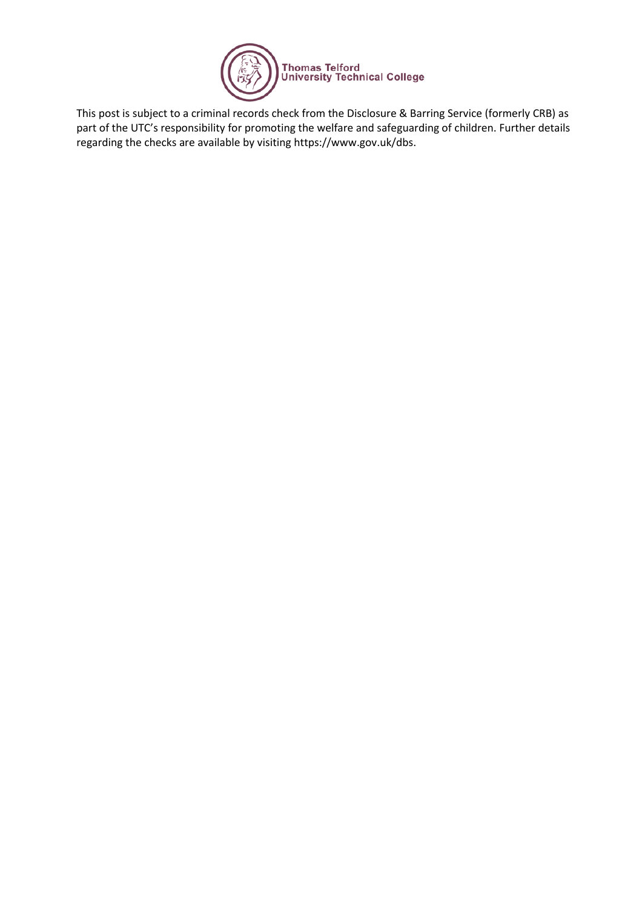Thomas Telford
University Technical College

This post is subject to a criminal records check from the Disclosure & Barring Service (formerly CRB) as part of the UTC's responsibility for promoting the welfare and safeguarding of children. Further details regarding the checks are available by visiting https://www.gov.uk/dbs.